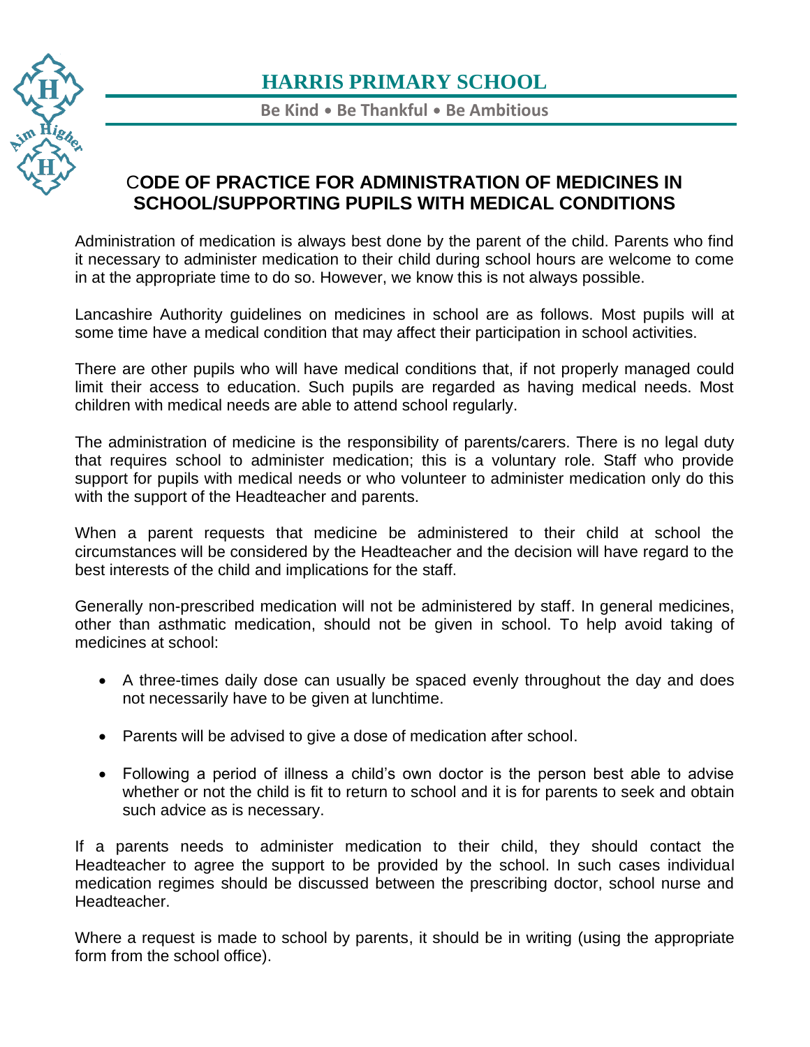# HARRIS PRIMARY SCHOOL

**Be Kind • Be Thankful • Be Ambitious**

## CODE OF PRACTICE FOR ADMINISTRATION OF MEDICINES IN SCHOOL/SUPPORTING PUPILS WITH MEDICAL CONDITIONS

Administration of medication is always best done by the parent of the child. Parents who find it necessary to administer medication to their child during school hours are welcome to come in at the appropriate time to do so. However, we know this is not always possible.

Lancashire Authority guidelines on medicines in school are as follows. Most pupils will at some time have a medical condition that may affect their participation in school activities.

There are other pupils who will have medical conditions that, if not properly managed could limit their access to education. Such pupils are regarded as having medical needs. Most children with medical needs are able to attend school regularly.

The administration of medicine is the responsibility of parents/carers. There is no legal duty that requires school to administer medication; this is a voluntary role. Staff who provide support for pupils with medical needs or who volunteer to administer medication only do this with the support of the Headteacher and parents.

When a parent requests that medicine be administered to their child at school the circumstances will be considered by the Headteacher and the decision will have regard to the best interests of the child and implications for the staff.

Generally non-prescribed medication will not be administered by staff. In general medicines, other than asthmatic medication, should not be given in school. To help avoid taking of medicines at school:

- A three-times daily dose can usually be spaced evenly throughout the day and does not necessarily have to be given at lunchtime.
- Parents will be advised to give a dose of medication after school.
- Following a period of illness a child's own doctor is the person best able to advise whether or not the child is fit to return to school and it is for parents to seek and obtain such advice as is necessary.

If a parents needs to administer medication to their child, they should contact the Headteacher to agree the support to be provided by the school. In such cases individual medication regimes should be discussed between the prescribing doctor, school nurse and Headteacher.

Where a request is made to school by parents, it should be in writing (using the appropriate form from the school office).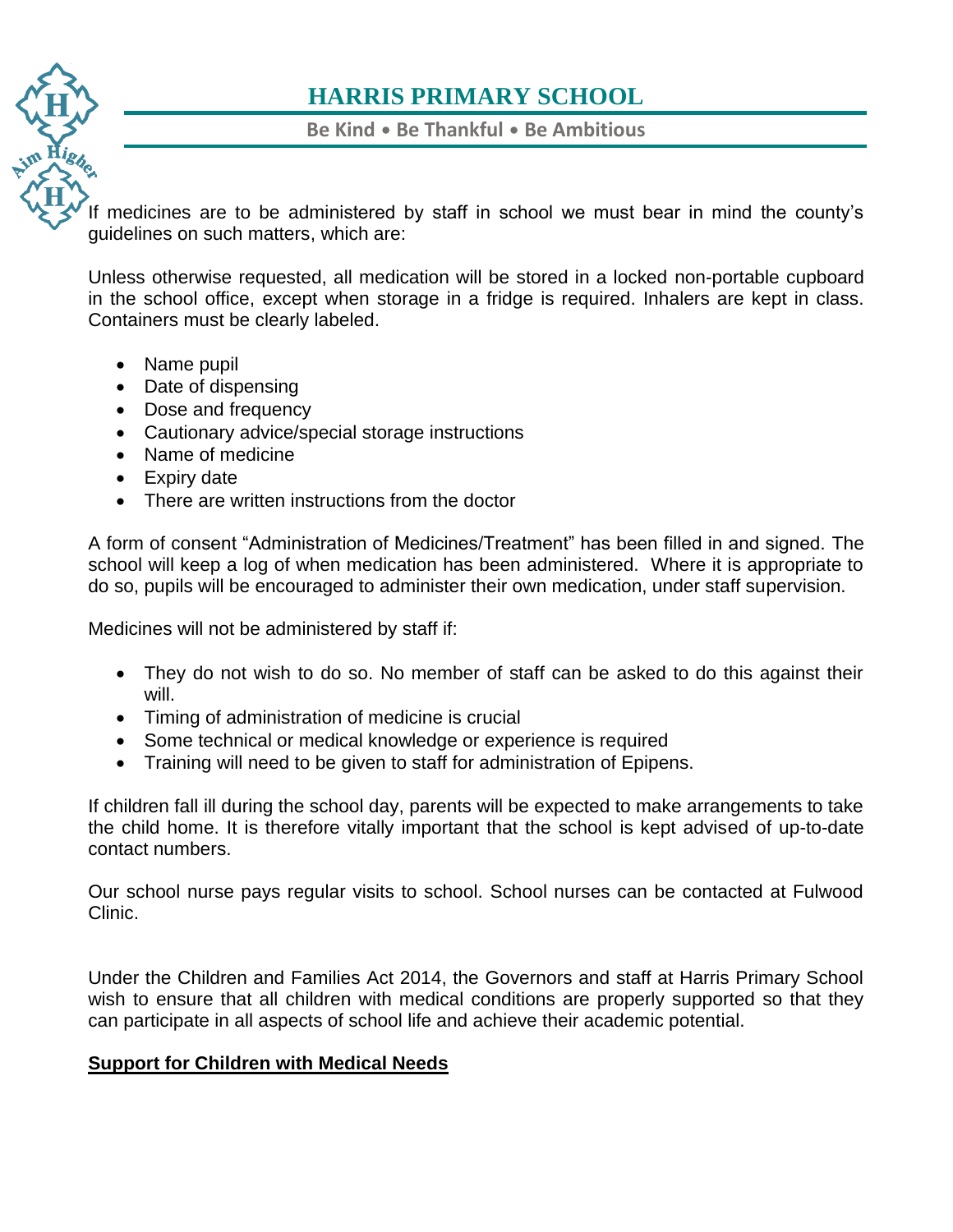If medicines are to be administered by staff in school we must bear in mind the county's guidelines on such matters, which are:

Unless otherwise requested, all medication will be stored in a locked non-portable cupboard in the school office, except when storage in a fridge is required. Inhalers are kept in class. Containers must be clearly labeled.

- Name pupil
- Date of dispensing
- Dose and frequency
- Cautionary advice/special storage instructions
- Name of medicine
- Expiry date
- There are written instructions from the doctor

A form of consent "Administration of Medicines/Treatment" has been filled in and signed. The school will keep a log of when medication has been administered. Where it is appropriate to do so, pupils will be encouraged to administer their own medication, under staff supervision.

Medicines will not be administered by staff if:

- They do not wish to do so. No member of staff can be asked to do this against their will.
- Timing of administration of medicine is crucial
- Some technical or medical knowledge or experience is required
- Training will need to be given to staff for administration of Epipens.

If children fall ill during the school day, parents will be expected to make arrangements to take the child home. It is therefore vitally important that the school is kept advised of up-to-date contact numbers.

Our school nurse pays regular visits to school. School nurses can be contacted at Fulwood Clinic.

Under the Children and Families Act 2014, the Governors and staff at Harris Primary School wish to ensure that all children with medical conditions are properly supported so that they can participate in all aspects of school life and achieve their academic potential.

**Support for Children with Medical Needs**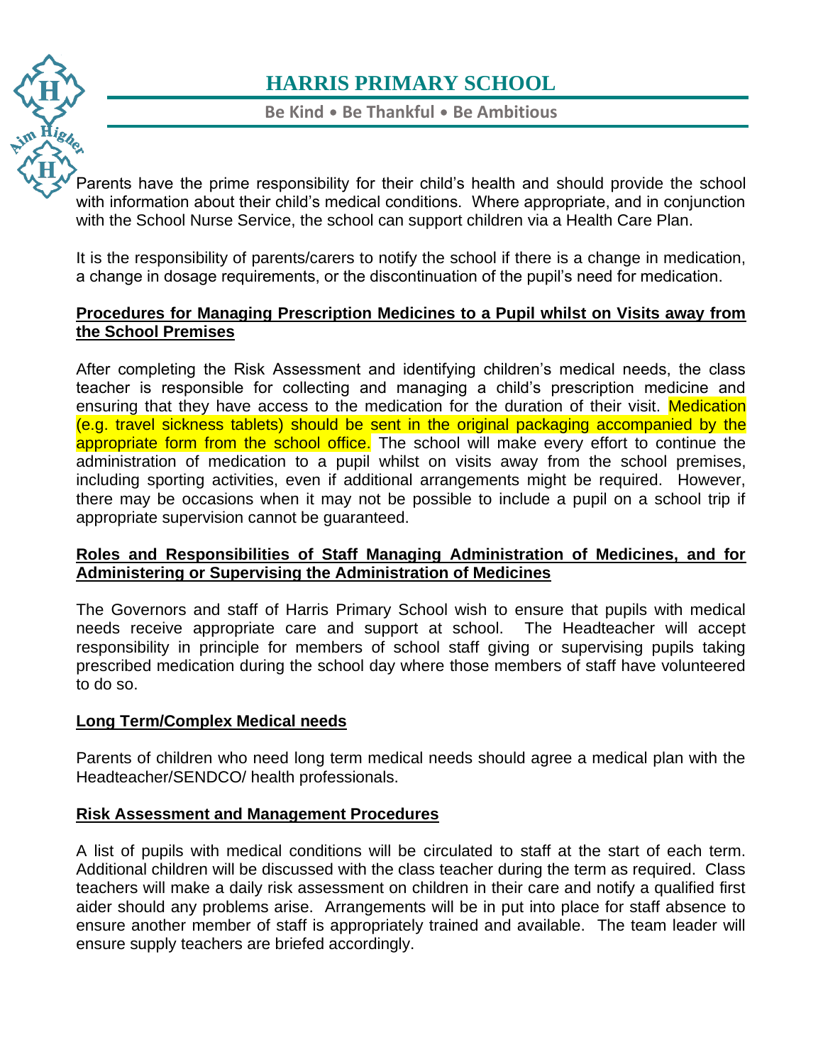Parents have the prime responsibility for their child's health and should provide the school with information about their child's medical conditions. Where appropriate, and in conjunction with the School Nurse Service, the school can support children via a Health Care Plan.

It is the responsibility of parents/carers to notify the school if there is a change in medication, a change in dosage requirements, or the discontinuation of the pupil's need for medication.

**Procedures for Managing Prescription Medicines to a Pupil whilst on Visits away from the School Premises**

After completing the Risk Assessment and identifying children's medical needs, the class teacher is responsible for collecting and managing a child's prescription medicine and ensuring that they have access to the medication for the duration of their visit. Medication (e.g. travel sickness tablets) should be sent in the original packaging accompanied by the appropriate form from the school office. The school will make every effort to continue the administration of medication to a pupil whilst on visits away from the school premises, including sporting activities, even if additional arrangements might be required. However, there may be occasions when it may not be possible to include a pupil on a school trip if appropriate supervision cannot be guaranteed.

**Roles and Responsibilities of Staff Managing Administration of Medicines, and for Administering or Supervising the Administration of Medicines**

The Governors and staff of Harris Primary School wish to ensure that pupils with medical needs receive appropriate care and support at school. The Headteacher will accept responsibility in principle for members of school staff giving or supervising pupils taking prescribed medication during the school day where those members of staff have volunteered to do so.

**Long Term/Complex Medical needs**

Parents of children who need long term medical needs should agree a medical plan with the Headteacher/SENDCO/ health professionals.

**Risk Assessment and Management Procedures**

A list of pupils with medical conditions will be circulated to staff at the start of each term. Additional children will be discussed with the class teacher during the term as required. Class teachers will make a daily risk assessment on children in their care and notify a qualified first aider should any problems arise. Arrangements will be in put into place for staff absence to ensure another member of staff is appropriately trained and available. The team leader will ensure supply teachers are briefed accordingly.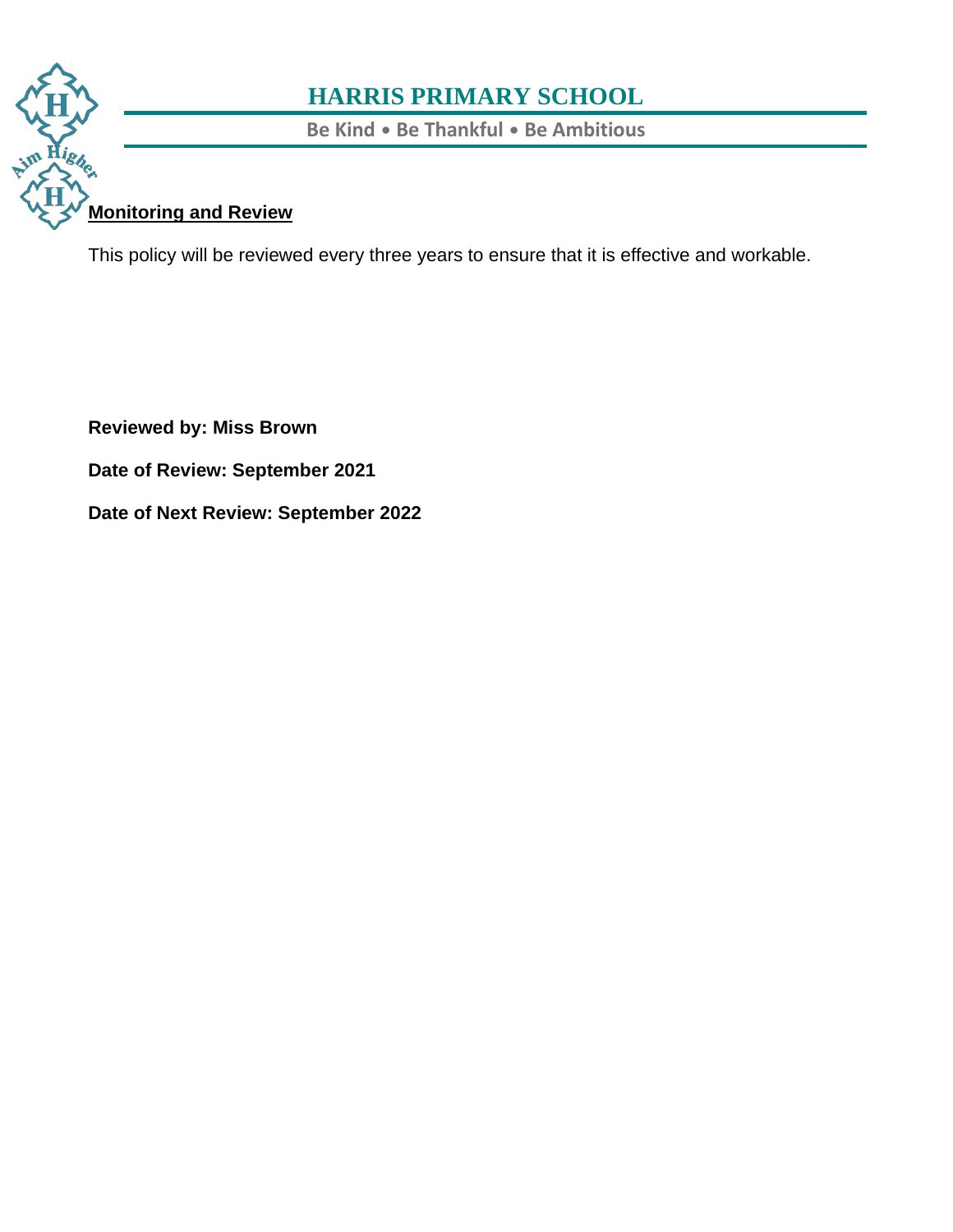## Monitoring and Review

This policy will be reviewed every three years to ensure that it is effective and workable.

**Reviewed by: Miss Brown**

**Date of Review: September 2021**

**Date of Next Review: September 2022**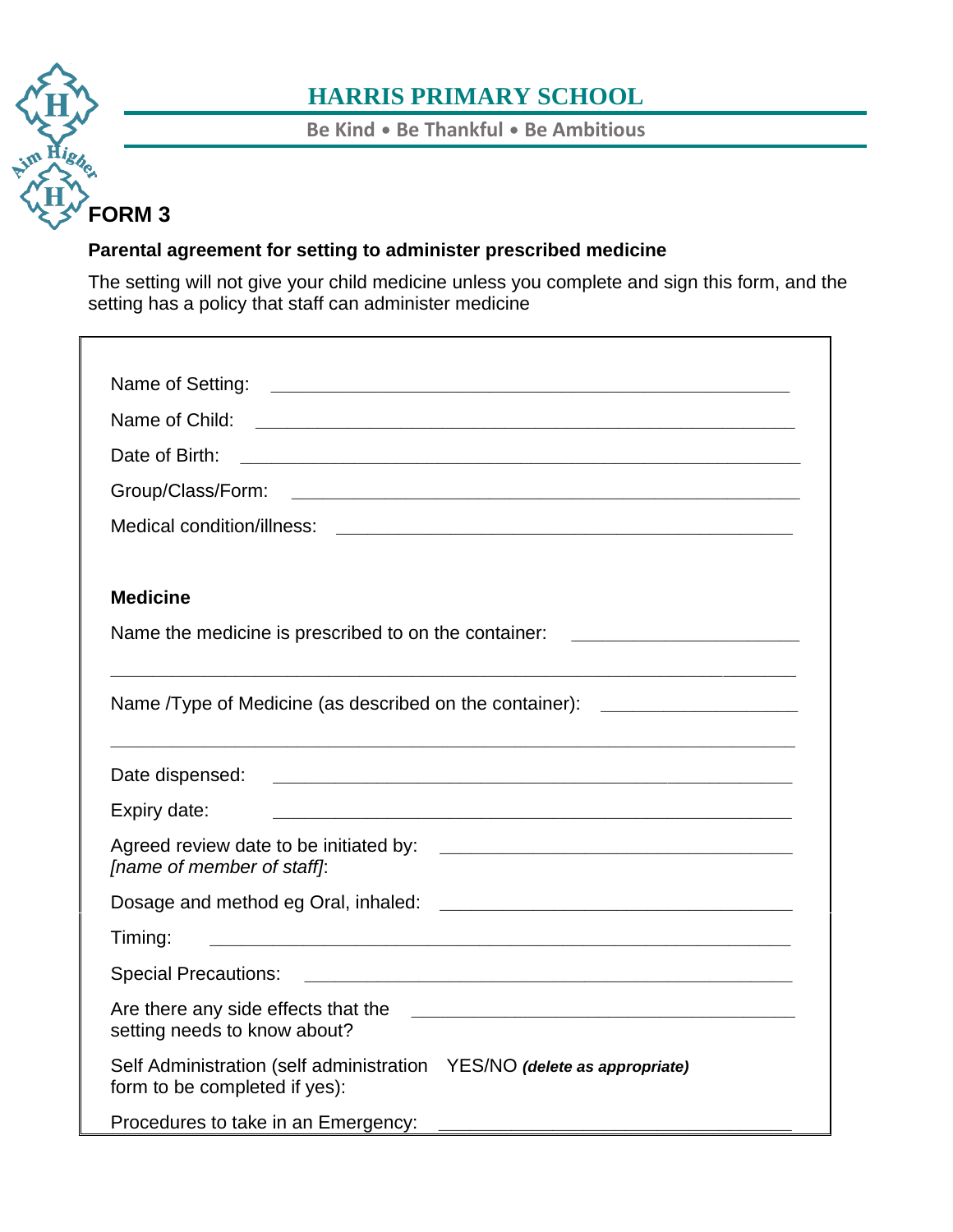# HARRIS PRIMARY SCHOOL

Be Kind • Be Thankful • Be Ambitious

## FORM 3

**Parental agreement for setting to administer prescribed medicine**

The setting will not give your child medicine unless you complete and sign this form, and the setting has a policy that staff can administer medicine

Name of Setting: ______________________________________________

Name of Child: ______________________________________________

Date of Birth: ______________________________________________

Group/Class/Form: ______________________________________________

Medical condition/illness: ______________________________________________

**Medicine**

Name the medicine is prescribed to on the container: ______________________

______________________________________________________________________

Name /Type of Medicine (as described on the container): ___________________

______________________________________________________________________

Date dispensed: ______________________________________________

Expiry date: ______________________________________________

Agreed review date to be initiated by: ___________________________________
*[name of member of staff]*:

Dosage and method eg Oral, inhaled: ___________________________________

Timing: ______________________________________________

Special Precautions: ______________________________________________

Are there any side effects that the setting needs to know about? ___________________________________

Self Administration (self administration form to be completed if yes): YES/NO ***(delete as appropriate)***

Procedures to take in an Emergency: ___________________________________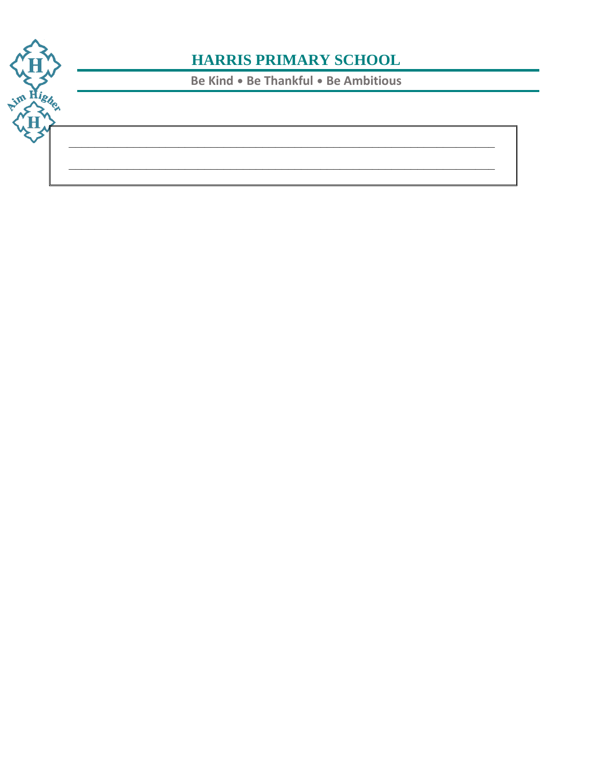# HARRIS PRIMARY SCHOOL

**Be Kind • Be Thankful • Be Ambitious**

____________________________________________________________________________

____________________________________________________________________________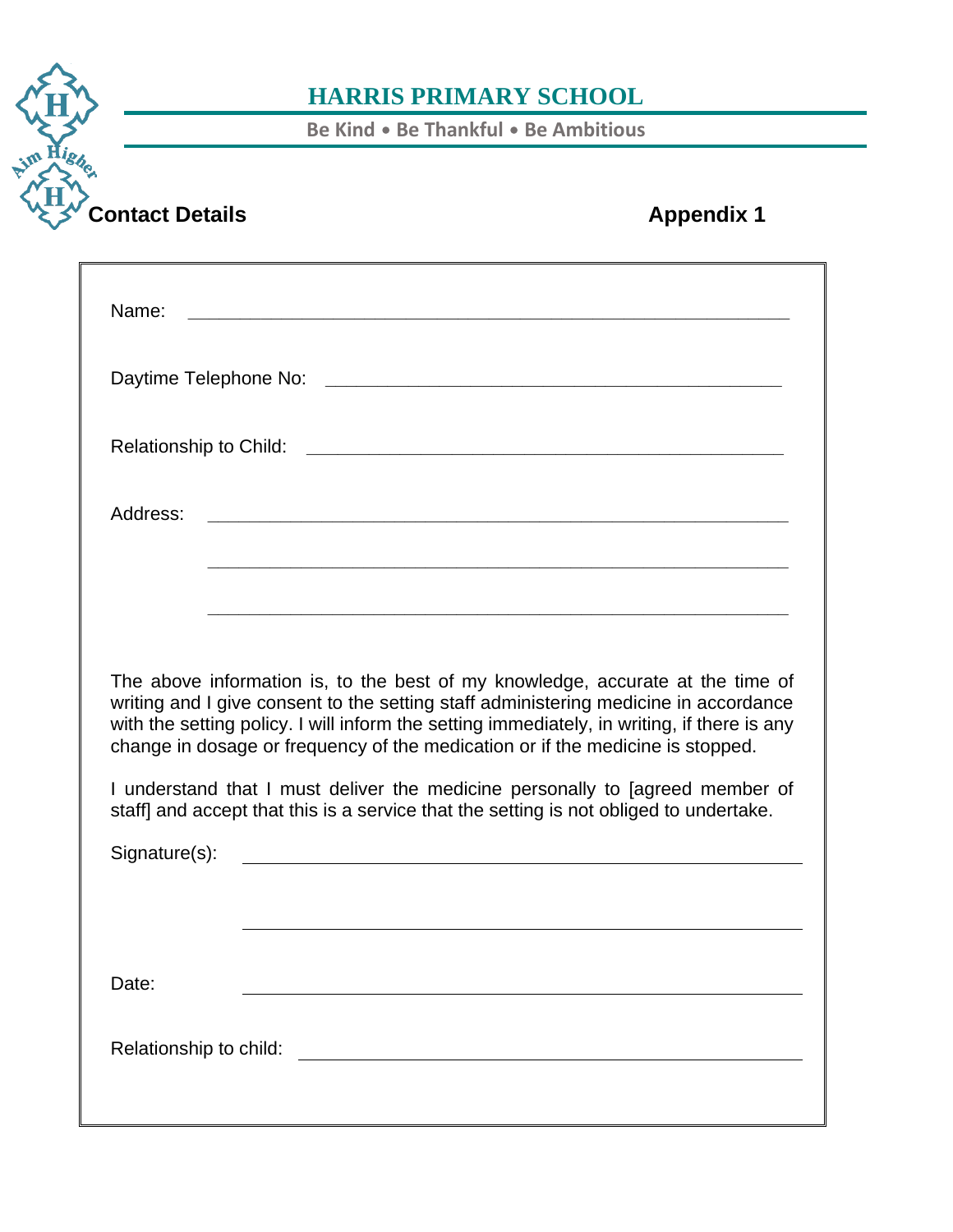# HARRIS PRIMARY SCHOOL

Be Kind • Be Thankful • Be Ambitious

## Contact Details

**Appendix 1**

Name: ____________________________________________________________

Daytime Telephone No: ________________________________________________

Relationship to Child: __________________________________________________

Address: ____________________________________________________________

____________________________________________________________

____________________________________________________________

The above information is, to the best of my knowledge, accurate at the time of writing and I give consent to the setting staff administering medicine in accordance with the setting policy. I will inform the setting immediately, in writing, if there is any change in dosage or frequency of the medication or if the medicine is stopped.

I understand that I must deliver the medicine personally to [agreed member of staff] and accept that this is a service that the setting is not obliged to undertake.

Signature(s): ____________________________________________________________

____________________________________________________________

Date: ____________________________________________________________

Relationship to child: ____________________________________________________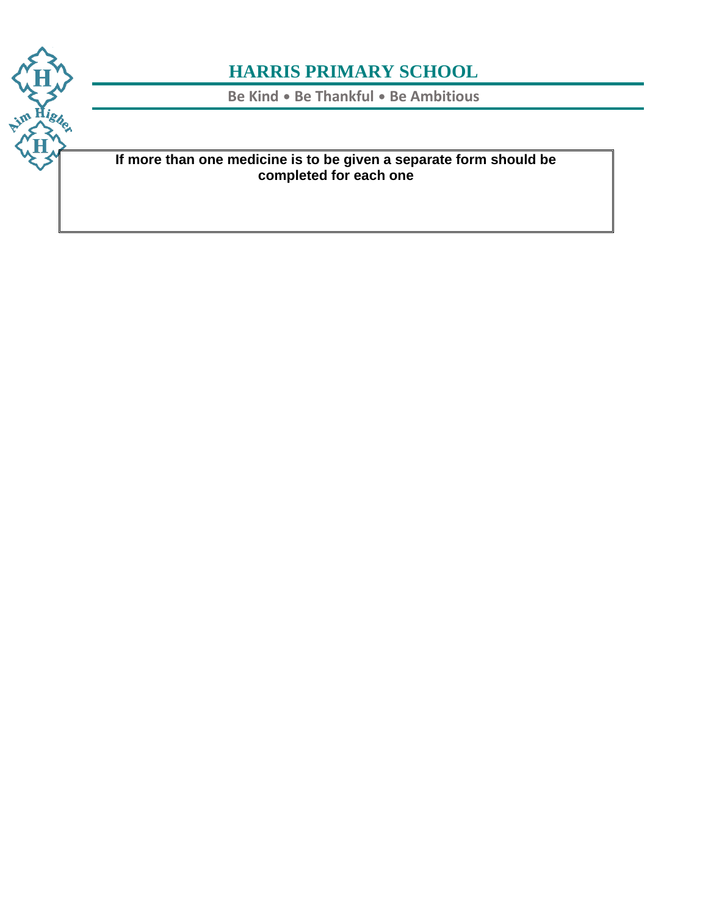# HARRIS PRIMARY SCHOOL

**Be Kind • Be Thankful • Be Ambitious**

**If more than one medicine is to be given a separate form should be completed for each one**